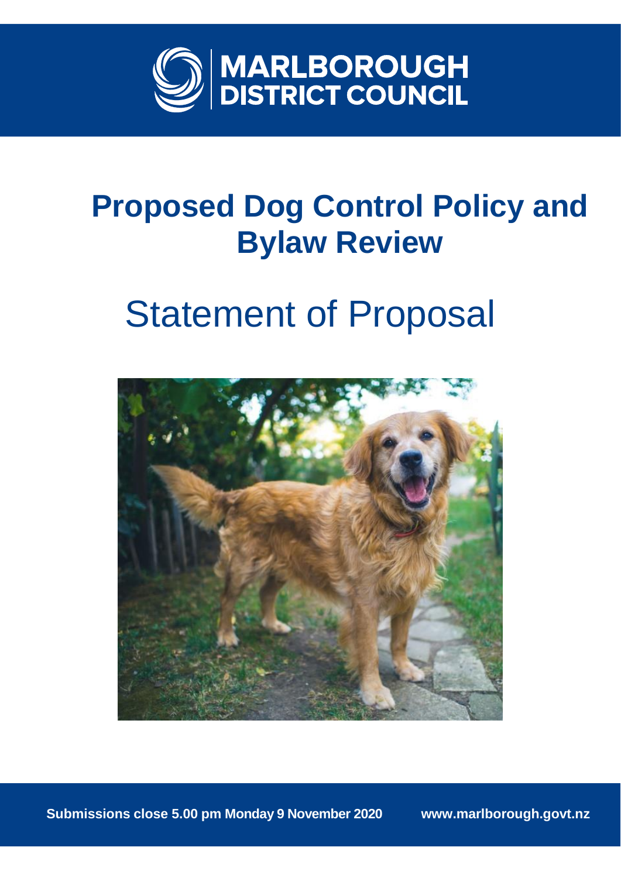MARLBOROUGH DISTRICT COUNCIL

# Proposed Dog Control Policy and Bylaw Review

## Statement of Proposal

**Submissions close 5.00 pm Monday 9 November 2020** **www.marlborough.govt.nz**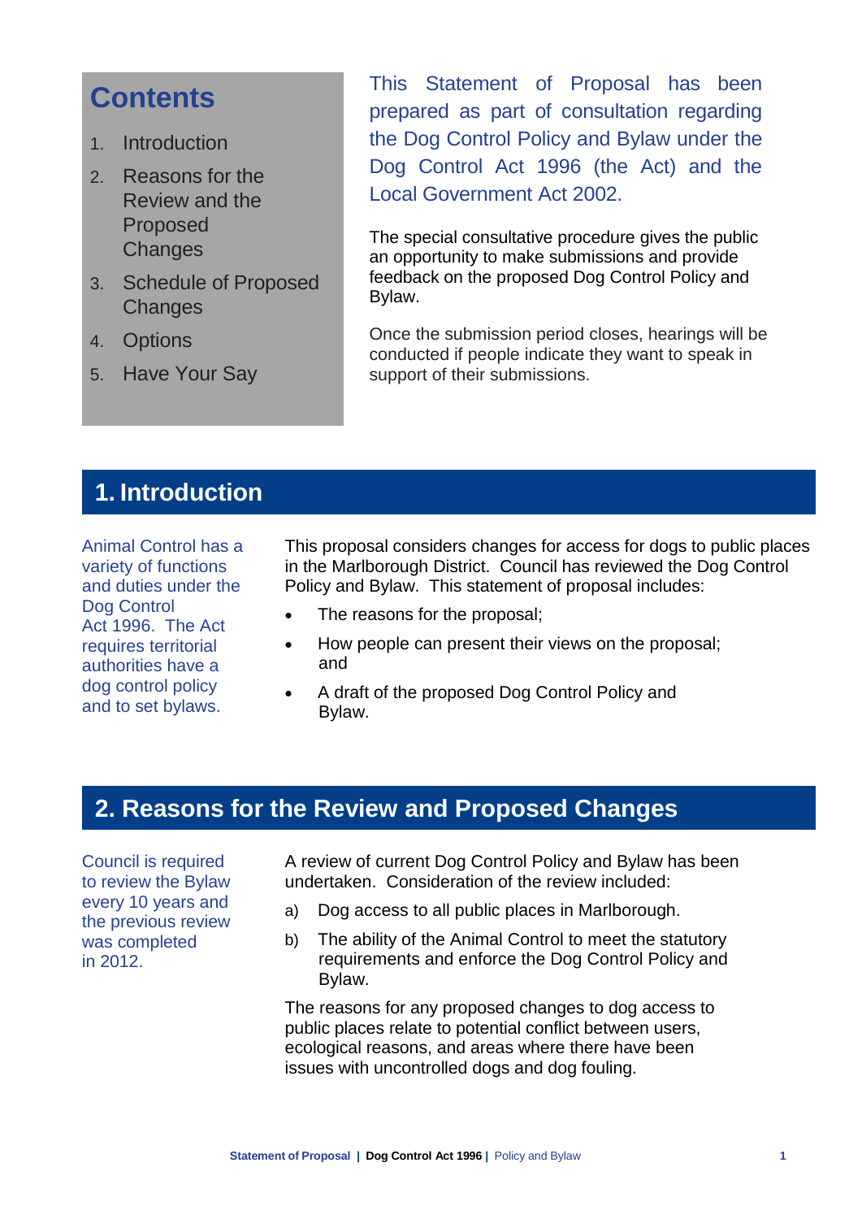## Contents

1. Introduction
2. Reasons for the Review and the Proposed Changes
3. Schedule of Proposed Changes
4. Options
5. Have Your Say

This Statement of Proposal has been prepared as part of consultation regarding the Dog Control Policy and Bylaw under the Dog Control Act 1996 (the Act) and the Local Government Act 2002.

The special consultative procedure gives the public an opportunity to make submissions and provide feedback on the proposed Dog Control Policy and Bylaw.

Once the submission period closes, hearings will be conducted if people indicate they want to speak in support of their submissions.

## 1. Introduction

Animal Control has a variety of functions and duties under the Dog Control Act 1996. The Act requires territorial authorities have a dog control policy and to set bylaws.

This proposal considers changes for access for dogs to public places in the Marlborough District. Council has reviewed the Dog Control Policy and Bylaw. This statement of proposal includes:

- The reasons for the proposal;
- How people can present their views on the proposal; and
- A draft of the proposed Dog Control Policy and Bylaw.

## 2. Reasons for the Review and Proposed Changes

Council is required to review the Bylaw every 10 years and the previous review was completed in 2012.

A review of current Dog Control Policy and Bylaw has been undertaken. Consideration of the review included:

a) Dog access to all public places in Marlborough.

b) The ability of the Animal Control to meet the statutory requirements and enforce the Dog Control Policy and Bylaw.

The reasons for any proposed changes to dog access to public places relate to potential conflict between users, ecological reasons, and areas where there have been issues with uncontrolled dogs and dog fouling.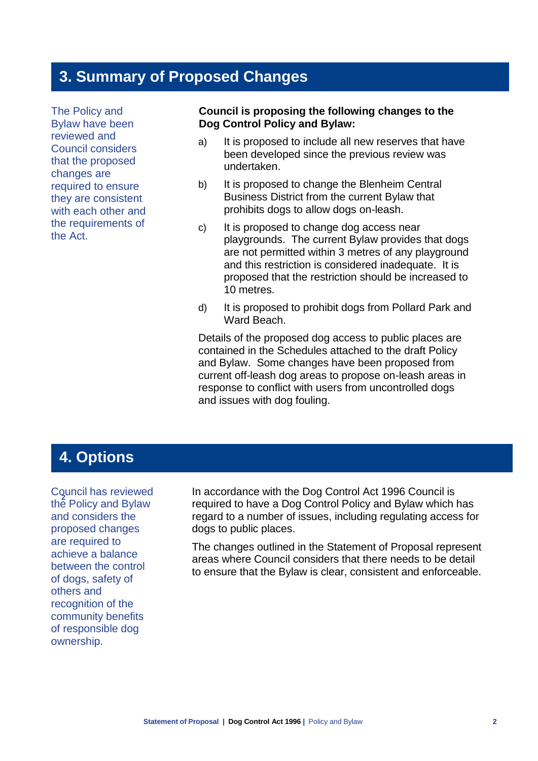## 3. Summary of Proposed Changes

The Policy and Bylaw have been reviewed and Council considers that the proposed changes are required to ensure they are consistent with each other and the requirements of the Act.

**Council is proposing the following changes to the Dog Control Policy and Bylaw:**

a) It is proposed to include all new reserves that have been developed since the previous review was undertaken.

b) It is proposed to change the Blenheim Central Business District from the current Bylaw that prohibits dogs to allow dogs on-leash.

c) It is proposed to change dog access near playgrounds. The current Bylaw provides that dogs are not permitted within 3 metres of any playground and this restriction is considered inadequate. It is proposed that the restriction should be increased to 10 metres.

d) It is proposed to prohibit dogs from Pollard Park and Ward Beach.

Details of the proposed dog access to public places are contained in the Schedules attached to the draft Policy and Bylaw. Some changes have been proposed from current off-leash dog areas to propose on-leash areas in response to conflict with users from uncontrolled dogs and issues with dog fouling.

## 4. Options

Council has reviewed the Policy and Bylaw and considers the proposed changes are required to achieve a balance between the control of dogs, safety of others and recognition of the community benefits of responsible dog ownership.

In accordance with the Dog Control Act 1996 Council is required to have a Dog Control Policy and Bylaw which has regard to a number of issues, including regulating access for dogs to public places.

The changes outlined in the Statement of Proposal represent areas where Council considers that there needs to be detail to ensure that the Bylaw is clear, consistent and enforceable.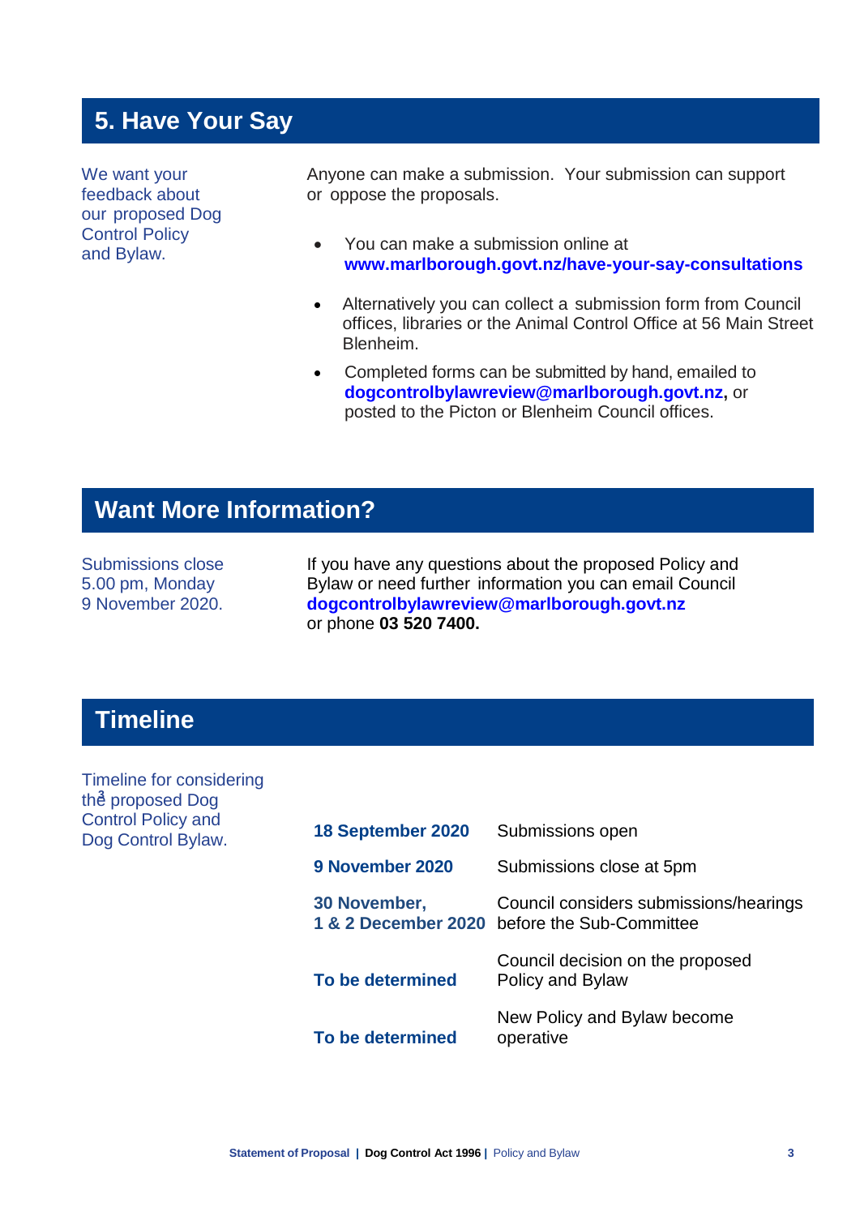## 5. Have Your Say

We want your feedback about our proposed Dog Control Policy and Bylaw.

Anyone can make a submission. Your submission can support or oppose the proposals.

- You can make a submission online at **www.marlborough.govt.nz/have-your-say-consultations**
- Alternatively you can collect a submission form from Council offices, libraries or the Animal Control Office at 56 Main Street Blenheim.
- Completed forms can be submitted by hand, emailed to **dogcontrolbylawreview@marlborough.govt.nz,** or posted to the Picton or Blenheim Council offices.

## Want More Information?

Submissions close 5.00 pm, Monday 9 November 2020.

If you have any questions about the proposed Policy and Bylaw or need further information you can email Council **dogcontrolbylawreview@marlborough.govt.nz** or phone **03 520 7400.**

## Timeline

Timeline for considering the proposed Dog Control Policy and Dog Control Bylaw.

| | |
|---|---|
| **18 September 2020** | Submissions open |
| **9 November 2020** | Submissions close at 5pm |
| **30 November, 1 & 2 December 2020** | Council considers submissions/hearings before the Sub-Committee |
| **To be determined** | Council decision on the proposed Policy and Bylaw |
| **To be determined** | New Policy and Bylaw become operative |